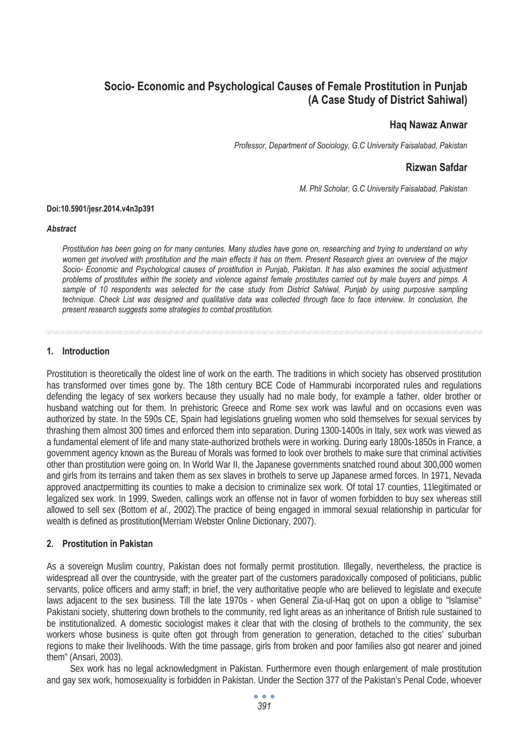# Socio- Economic and Psychological Causes of Female Prostitution in Punjab (A Case Study of District Sahiwal)

**Haq Nawaz Anwar**

*Professor, Department of Sociology, G.C University Faisalabad, Pakistan*

**Rizwan Safdar**

*M. Phil Scholar, G.C University Faisalabad, Pakistan*

**Doi:10.5901/jesr.2014.v4n3p391**

***Abstract***

*Prostitution has been going on for many centuries. Many studies have gone on, researching and trying to understand on why women get involved with prostitution and the main effects it has on them. Present Research gives an overview of the major Socio- Economic and Psychological causes of prostitution in Punjab, Pakistan. It has also examines the social adjustment problems of prostitutes within the society and violence against female prostitutes carried out by male buyers and pimps. A sample of 10 respondents was selected for the case study from District Sahiwal, Punjab by using purposive sampling technique. Check List was designed and qualitative data was collected through face to face interview. In conclusion, the present research suggests some strategies to combat prostitution.*

## 1. Introduction

Prostitution is theoretically the oldest line of work on the earth. The traditions in which society has observed prostitution has transformed over times gone by. The 18th century BCE Code of Hammurabi incorporated rules and regulations defending the legacy of sex workers because they usually had no male body, for example a father, older brother or husband watching out for them. In prehistoric Greece and Rome sex work was lawful and on occasions even was authorized by state. In the 590s CE, Spain had legislations grueling women who sold themselves for sexual services by thrashing them almost 300 times and enforced them into separation. During 1300-1400s in Italy, sex work was viewed as a fundamental element of life and many state-authorized brothels were in working. During early 1800s-1850s in France, a government agency known as the Bureau of Morals was formed to look over brothels to make sure that criminal activities other than prostitution were going on. In World War II, the Japanese governments snatched round about 300,000 women and girls from its terrains and taken them as sex slaves in brothels to serve up Japanese armed forces. In 1971, Nevada approved anactpermitting its counties to make a decision to criminalize sex work. Of total 17 counties, 11legitimated or legalized sex work. In 1999, Sweden, callings work an offense not in favor of women forbidden to buy sex whereas still allowed to sell sex (Bottom *et al*., 2002).The practice of being engaged in immoral sexual relationship in particular for wealth is defined as prostitution**(**Merriam Webster Online Dictionary, 2007).

## 2. Prostitution in Pakistan

As a sovereign Muslim country, Pakistan does not formally permit prostitution. Illegally, nevertheless, the practice is widespread all over the countryside, with the greater part of the customers paradoxically composed of politicians, public servants, police officers and army staff; in brief, the very authoritative people who are believed to legislate and execute laws adjacent to the sex business. Till the late 1970s - when General Zia-ul-Haq got on upon a oblige to "Islamise" Pakistani society, shuttering down brothels to the community, red light areas as an inheritance of British rule sustained to be institutionalized. A domestic sociologist makes it clear that with the closing of brothels to the community, the sex workers whose business is quite often got through from generation to generation, detached to the cities' suburban regions to make their livelihoods. With the time passage, girls from broken and poor families also got nearer and joined them" (Ansari, 2003).

Sex work has no legal acknowledgment in Pakistan. Furthermore even though enlargement of male prostitution and gay sex work, homosexuality is forbidden in Pakistan. Under the Section 377 of the Pakistan's Penal Code, whoever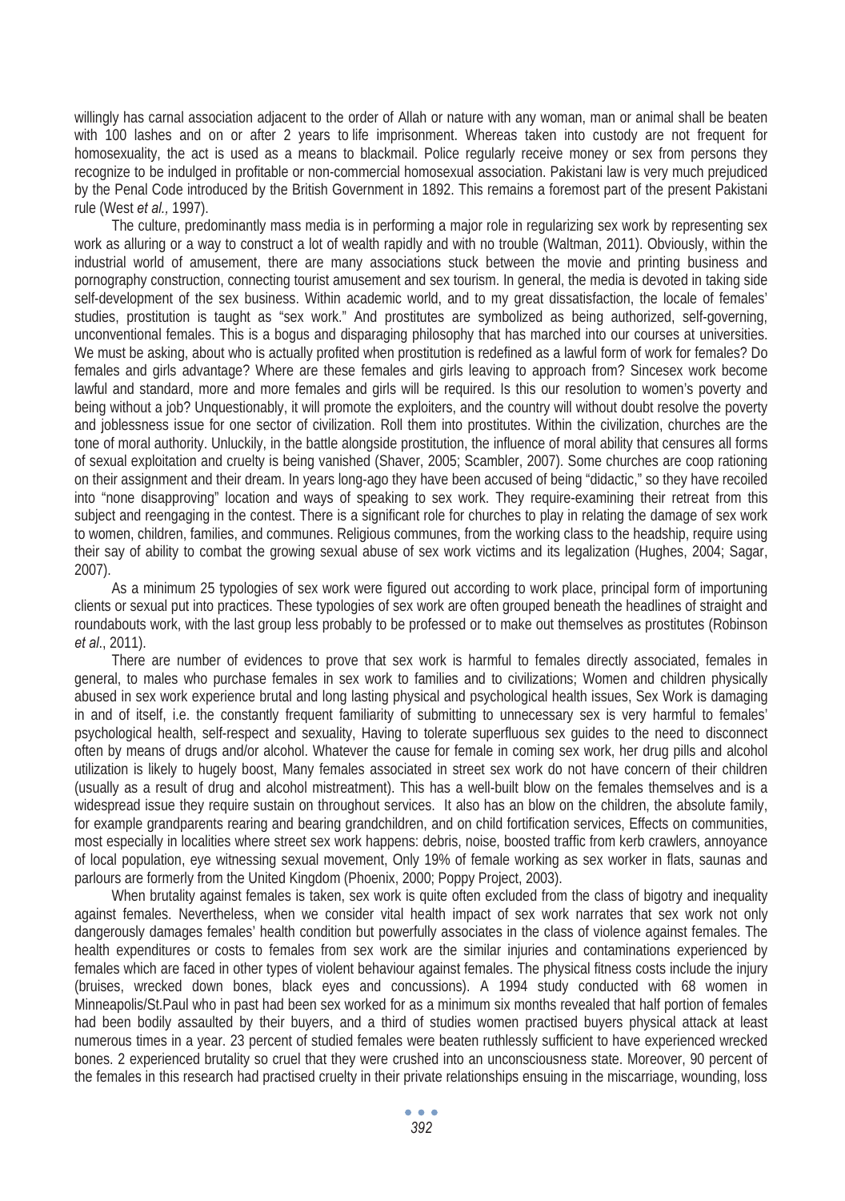willingly has carnal association adjacent to the order of Allah or nature with any woman, man or animal shall be beaten with 100 lashes and on or after 2 years to life imprisonment. Whereas taken into custody are not frequent for homosexuality, the act is used as a means to blackmail. Police regularly receive money or sex from persons they recognize to be indulged in profitable or non-commercial homosexual association. Pakistani law is very much prejudiced by the Penal Code introduced by the British Government in 1892. This remains a foremost part of the present Pakistani rule (West *et al.,* 1997).

The culture, predominantly mass media is in performing a major role in regularizing sex work by representing sex work as alluring or a way to construct a lot of wealth rapidly and with no trouble (Waltman, 2011). Obviously, within the industrial world of amusement, there are many associations stuck between the movie and printing business and pornography construction, connecting tourist amusement and sex tourism. In general, the media is devoted in taking side self-development of the sex business. Within academic world, and to my great dissatisfaction, the locale of females' studies, prostitution is taught as "sex work." And prostitutes are symbolized as being authorized, self-governing, unconventional females. This is a bogus and disparaging philosophy that has marched into our courses at universities. We must be asking, about who is actually profited when prostitution is redefined as a lawful form of work for females? Do females and girls advantage? Where are these females and girls leaving to approach from? Sincesex work become lawful and standard, more and more females and girls will be required. Is this our resolution to women's poverty and being without a job? Unquestionably, it will promote the exploiters, and the country will without doubt resolve the poverty and joblessness issue for one sector of civilization. Roll them into prostitutes. Within the civilization, churches are the tone of moral authority. Unluckily, in the battle alongside prostitution, the influence of moral ability that censures all forms of sexual exploitation and cruelty is being vanished (Shaver, 2005; Scambler, 2007). Some churches are coop rationing on their assignment and their dream. In years long-ago they have been accused of being "didactic," so they have recoiled into "none disapproving" location and ways of speaking to sex work. They require-examining their retreat from this subject and reengaging in the contest. There is a significant role for churches to play in relating the damage of sex work to women, children, families, and communes. Religious communes, from the working class to the headship, require using their say of ability to combat the growing sexual abuse of sex work victims and its legalization (Hughes, 2004; Sagar, 2007).

As a minimum 25 typologies of sex work were figured out according to work place, principal form of importuning clients or sexual put into practices. These typologies of sex work are often grouped beneath the headlines of straight and roundabouts work, with the last group less probably to be professed or to make out themselves as prostitutes (Robinson *et al*., 2011).

There are number of evidences to prove that sex work is harmful to females directly associated, females in general, to males who purchase females in sex work to families and to civilizations; Women and children physically abused in sex work experience brutal and long lasting physical and psychological health issues, Sex Work is damaging in and of itself, i.e. the constantly frequent familiarity of submitting to unnecessary sex is very harmful to females' psychological health, self-respect and sexuality, Having to tolerate superfluous sex guides to the need to disconnect often by means of drugs and/or alcohol. Whatever the cause for female in coming sex work, her drug pills and alcohol utilization is likely to hugely boost, Many females associated in street sex work do not have concern of their children (usually as a result of drug and alcohol mistreatment). This has a well-built blow on the females themselves and is a widespread issue they require sustain on throughout services. It also has an blow on the children, the absolute family, for example grandparents rearing and bearing grandchildren, and on child fortification services, Effects on communities, most especially in localities where street sex work happens: debris, noise, boosted traffic from kerb crawlers, annoyance of local population, eye witnessing sexual movement, Only 19% of female working as sex worker in flats, saunas and parlours are formerly from the United Kingdom (Phoenix, 2000; Poppy Project, 2003).

When brutality against females is taken, sex work is quite often excluded from the class of bigotry and inequality against females. Nevertheless, when we consider vital health impact of sex work narrates that sex work not only dangerously damages females' health condition but powerfully associates in the class of violence against females. The health expenditures or costs to females from sex work are the similar injuries and contaminations experienced by females which are faced in other types of violent behaviour against females. The physical fitness costs include the injury (bruises, wrecked down bones, black eyes and concussions). A 1994 study conducted with 68 women in Minneapolis/St.Paul who in past had been sex worked for as a minimum six months revealed that half portion of females had been bodily assaulted by their buyers, and a third of studies women practised buyers physical attack at least numerous times in a year. 23 percent of studied females were beaten ruthlessly sufficient to have experienced wrecked bones. 2 experienced brutality so cruel that they were crushed into an unconsciousness state. Moreover, 90 percent of the females in this research had practised cruelty in their private relationships ensuing in the miscarriage, wounding, loss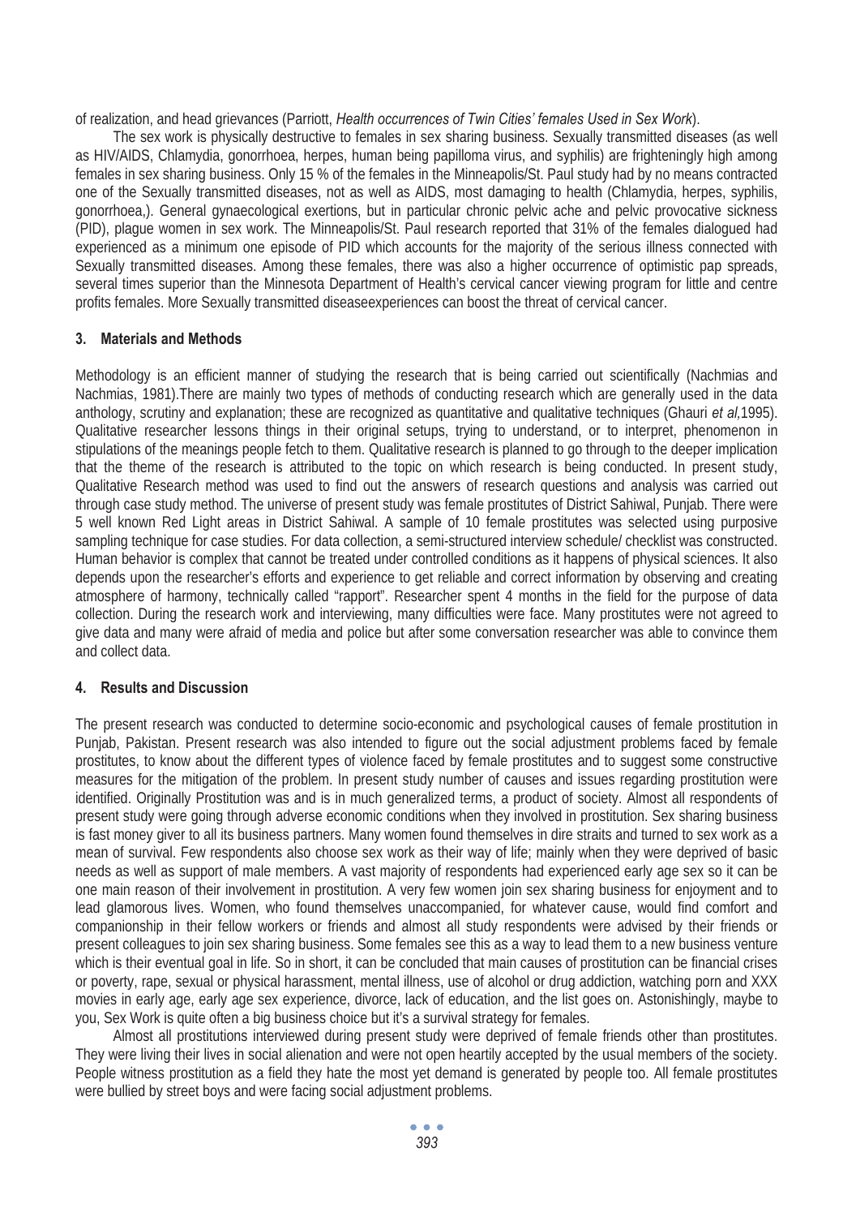of realization, and head grievances (Parriott, *Health occurrences of Twin Cities' females Used in Sex Work*).

The sex work is physically destructive to females in sex sharing business. Sexually transmitted diseases (as well as HIV/AIDS, Chlamydia, gonorrhoea, herpes, human being papilloma virus, and syphilis) are frighteningly high among females in sex sharing business. Only 15 % of the females in the Minneapolis/St. Paul study had by no means contracted one of the Sexually transmitted diseases, not as well as AIDS, most damaging to health (Chlamydia, herpes, syphilis, gonorrhoea,). General gynaecological exertions, but in particular chronic pelvic ache and pelvic provocative sickness (PID), plague women in sex work. The Minneapolis/St. Paul research reported that 31% of the females dialogued had experienced as a minimum one episode of PID which accounts for the majority of the serious illness connected with Sexually transmitted diseases. Among these females, there was also a higher occurrence of optimistic pap spreads, several times superior than the Minnesota Department of Health's cervical cancer viewing program for little and centre profits females. More Sexually transmitted diseaseexperiences can boost the threat of cervical cancer.

## 3. Materials and Methods

Methodology is an efficient manner of studying the research that is being carried out scientifically (Nachmias and Nachmias, 1981).There are mainly two types of methods of conducting research which are generally used in the data anthology, scrutiny and explanation; these are recognized as quantitative and qualitative techniques (Ghauri *et al,*1995). Qualitative researcher lessons things in their original setups, trying to understand, or to interpret, phenomenon in stipulations of the meanings people fetch to them. Qualitative research is planned to go through to the deeper implication that the theme of the research is attributed to the topic on which research is being conducted. In present study, Qualitative Research method was used to find out the answers of research questions and analysis was carried out through case study method. The universe of present study was female prostitutes of District Sahiwal, Punjab. There were 5 well known Red Light areas in District Sahiwal. A sample of 10 female prostitutes was selected using purposive sampling technique for case studies. For data collection, a semi-structured interview schedule/ checklist was constructed. Human behavior is complex that cannot be treated under controlled conditions as it happens of physical sciences. It also depends upon the researcher's efforts and experience to get reliable and correct information by observing and creating atmosphere of harmony, technically called "rapport". Researcher spent 4 months in the field for the purpose of data collection. During the research work and interviewing, many difficulties were face. Many prostitutes were not agreed to give data and many were afraid of media and police but after some conversation researcher was able to convince them and collect data.

## 4. Results and Discussion

The present research was conducted to determine socio-economic and psychological causes of female prostitution in Punjab, Pakistan. Present research was also intended to figure out the social adjustment problems faced by female prostitutes, to know about the different types of violence faced by female prostitutes and to suggest some constructive measures for the mitigation of the problem. In present study number of causes and issues regarding prostitution were identified. Originally Prostitution was and is in much generalized terms, a product of society. Almost all respondents of present study were going through adverse economic conditions when they involved in prostitution. Sex sharing business is fast money giver to all its business partners. Many women found themselves in dire straits and turned to sex work as a mean of survival. Few respondents also choose sex work as their way of life; mainly when they were deprived of basic needs as well as support of male members. A vast majority of respondents had experienced early age sex so it can be one main reason of their involvement in prostitution. A very few women join sex sharing business for enjoyment and to lead glamorous lives. Women, who found themselves unaccompanied, for whatever cause, would find comfort and companionship in their fellow workers or friends and almost all study respondents were advised by their friends or present colleagues to join sex sharing business. Some females see this as a way to lead them to a new business venture which is their eventual goal in life. So in short, it can be concluded that main causes of prostitution can be financial crises or poverty, rape, sexual or physical harassment, mental illness, use of alcohol or drug addiction, watching porn and XXX movies in early age, early age sex experience, divorce, lack of education, and the list goes on. Astonishingly, maybe to you, Sex Work is quite often a big business choice but it's a survival strategy for females.

Almost all prostitutions interviewed during present study were deprived of female friends other than prostitutes. They were living their lives in social alienation and were not open heartily accepted by the usual members of the society. People witness prostitution as a field they hate the most yet demand is generated by people too. All female prostitutes were bullied by street boys and were facing social adjustment problems.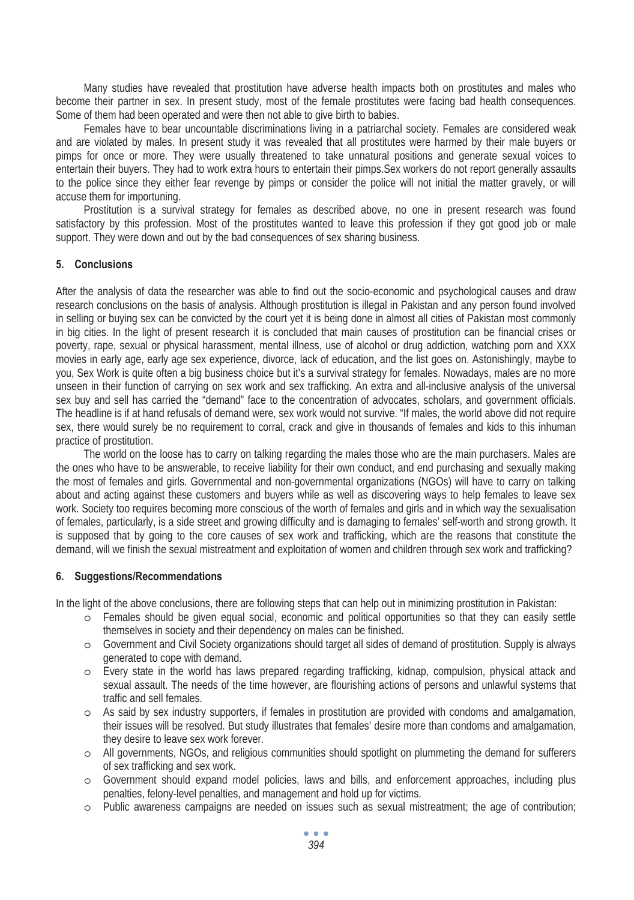Many studies have revealed that prostitution have adverse health impacts both on prostitutes and males who become their partner in sex. In present study, most of the female prostitutes were facing bad health consequences. Some of them had been operated and were then not able to give birth to babies.

Females have to bear uncountable discriminations living in a patriarchal society. Females are considered weak and are violated by males. In present study it was revealed that all prostitutes were harmed by their male buyers or pimps for once or more. They were usually threatened to take unnatural positions and generate sexual voices to entertain their buyers. They had to work extra hours to entertain their pimps.Sex workers do not report generally assaults to the police since they either fear revenge by pimps or consider the police will not initial the matter gravely, or will accuse them for importuning.

Prostitution is a survival strategy for females as described above, no one in present research was found satisfactory by this profession. Most of the prostitutes wanted to leave this profession if they got good job or male support. They were down and out by the bad consequences of sex sharing business.

## 5. Conclusions

After the analysis of data the researcher was able to find out the socio-economic and psychological causes and draw research conclusions on the basis of analysis. Although prostitution is illegal in Pakistan and any person found involved in selling or buying sex can be convicted by the court yet it is being done in almost all cities of Pakistan most commonly in big cities. In the light of present research it is concluded that main causes of prostitution can be financial crises or poverty, rape, sexual or physical harassment, mental illness, use of alcohol or drug addiction, watching porn and XXX movies in early age, early age sex experience, divorce, lack of education, and the list goes on. Astonishingly, maybe to you, Sex Work is quite often a big business choice but it's a survival strategy for females. Nowadays, males are no more unseen in their function of carrying on sex work and sex trafficking. An extra and all-inclusive analysis of the universal sex buy and sell has carried the "demand" face to the concentration of advocates, scholars, and government officials. The headline is if at hand refusals of demand were, sex work would not survive. "If males, the world above did not require sex, there would surely be no requirement to corral, crack and give in thousands of females and kids to this inhuman practice of prostitution.

The world on the loose has to carry on talking regarding the males those who are the main purchasers. Males are the ones who have to be answerable, to receive liability for their own conduct, and end purchasing and sexually making the most of females and girls. Governmental and non-governmental organizations (NGOs) will have to carry on talking about and acting against these customers and buyers while as well as discovering ways to help females to leave sex work. Society too requires becoming more conscious of the worth of females and girls and in which way the sexualisation of females, particularly, is a side street and growing difficulty and is damaging to females' self-worth and strong growth. It is supposed that by going to the core causes of sex work and trafficking, which are the reasons that constitute the demand, will we finish the sexual mistreatment and exploitation of women and children through sex work and trafficking?

## 6. Suggestions/Recommendations

In the light of the above conclusions, there are following steps that can help out in minimizing prostitution in Pakistan:

- Females should be given equal social, economic and political opportunities so that they can easily settle themselves in society and their dependency on males can be finished.
- Government and Civil Society organizations should target all sides of demand of prostitution. Supply is always generated to cope with demand.
- Every state in the world has laws prepared regarding trafficking, kidnap, compulsion, physical attack and sexual assault. The needs of the time however, are flourishing actions of persons and unlawful systems that traffic and sell females.
- As said by sex industry supporters, if females in prostitution are provided with condoms and amalgamation, their issues will be resolved. But study illustrates that females' desire more than condoms and amalgamation, they desire to leave sex work forever.
- All governments, NGOs, and religious communities should spotlight on plummeting the demand for sufferers of sex trafficking and sex work.
- Government should expand model policies, laws and bills, and enforcement approaches, including plus penalties, felony-level penalties, and management and hold up for victims.
- Public awareness campaigns are needed on issues such as sexual mistreatment; the age of contribution;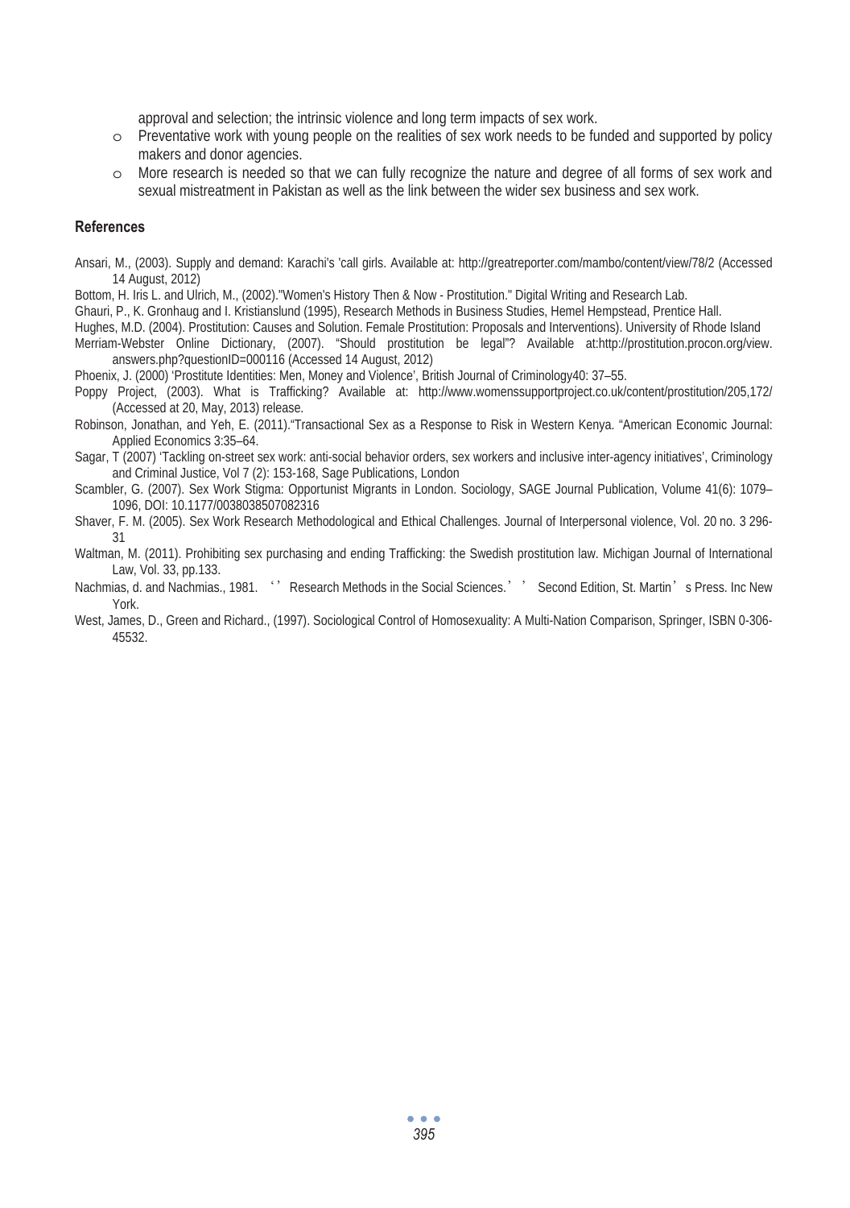approval and selection; the intrinsic violence and long term impacts of sex work.

- Preventative work with young people on the realities of sex work needs to be funded and supported by policy makers and donor agencies.
- More research is needed so that we can fully recognize the nature and degree of all forms of sex work and sexual mistreatment in Pakistan as well as the link between the wider sex business and sex work.

## References

Ansari, M., (2003). Supply and demand: Karachi's 'call girls. Available at: http://greatreporter.com/mambo/content/view/78/2 (Accessed 14 August, 2012)

Bottom, H. Iris L. and Ulrich, M., (2002)."Women's History Then & Now - Prostitution." Digital Writing and Research Lab.

Ghauri, P., K. Gronhaug and I. Kristianslund (1995), Research Methods in Business Studies, Hemel Hempstead, Prentice Hall.

Hughes, M.D. (2004). Prostitution: Causes and Solution. Female Prostitution: Proposals and Interventions). University of Rhode Island

Merriam-Webster Online Dictionary, (2007). "Should prostitution be legal"? Available at:http://prostitution.procon.org/view.answers.php?questionID=000116 (Accessed 14 August, 2012)

Phoenix, J. (2000) 'Prostitute Identities: Men, Money and Violence', British Journal of Criminology40: 37–55.

Poppy Project, (2003). What is Trafficking? Available at: http://www.womenssupportproject.co.uk/content/prostitution/205,172/ (Accessed at 20, May, 2013) release.

Robinson, Jonathan, and Yeh, E. (2011)."Transactional Sex as a Response to Risk in Western Kenya. "American Economic Journal: Applied Economics 3:35–64.

Sagar, T (2007) 'Tackling on-street sex work: anti-social behavior orders, sex workers and inclusive inter-agency initiatives', Criminology and Criminal Justice, Vol 7 (2): 153-168, Sage Publications, London

Scambler, G. (2007). Sex Work Stigma: Opportunist Migrants in London. Sociology, SAGE Journal Publication, Volume 41(6): 1079–1096, DOI: 10.1177/0038038507082316

Shaver, F. M. (2005). Sex Work Research Methodological and Ethical Challenges. Journal of Interpersonal violence, Vol. 20 no. 3 296-31

Waltman, M. (2011). Prohibiting sex purchasing and ending Trafficking: the Swedish prostitution law. Michigan Journal of International Law, Vol. 33, pp.133.

Nachmias, d. and Nachmias., 1981. ‘’ Research Methods in the Social Sciences.’ ’ Second Edition, St. Martin’s Press. Inc New York.

West, James, D., Green and Richard., (1997). Sociological Control of Homosexuality: A Multi-Nation Comparison, Springer, ISBN 0-306-45532.